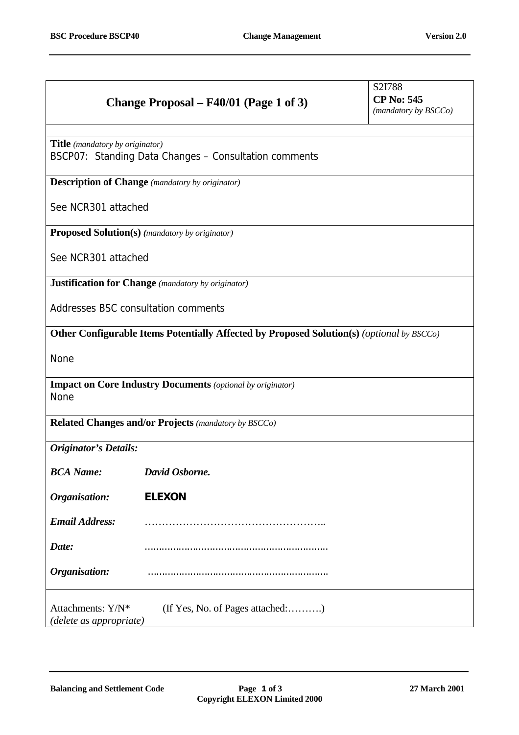| Change Proposal – F40/01 (Page 1 of 3) | S2I788<br>**CP No: 545**<br>*(mandatory by BSCCo)* |
|---|---|

**Title** *(mandatory by originator)*

BSCP07: Standing Data Changes – Consultation comments

**Description of Change** *(mandatory by originator)*

See NCR301 attached

**Proposed Solution(s)** *(mandatory by originator)*

See NCR301 attached

**Justification for Change** *(mandatory by originator)*

Addresses BSC consultation comments

**Other Configurable Items Potentially Affected by Proposed Solution(s)** *(optional by BSCCo)*

None

**Impact on Core Industry Documents** *(optional by originator)*

None

**Related Changes and/or Projects** *(mandatory by BSCCo)*

***Originator's Details:***

***BCA Name:*** ***David Osborne.***

***Organisation:*** **ELEXON**

***Email Address:*** ……………………………………………..

***Date:*** ……………………………………………………..

***Organisation:*** ……………………………………………………..

Attachments: Y/N* (If Yes, No. of Pages attached:……….)

*(delete as appropriate)*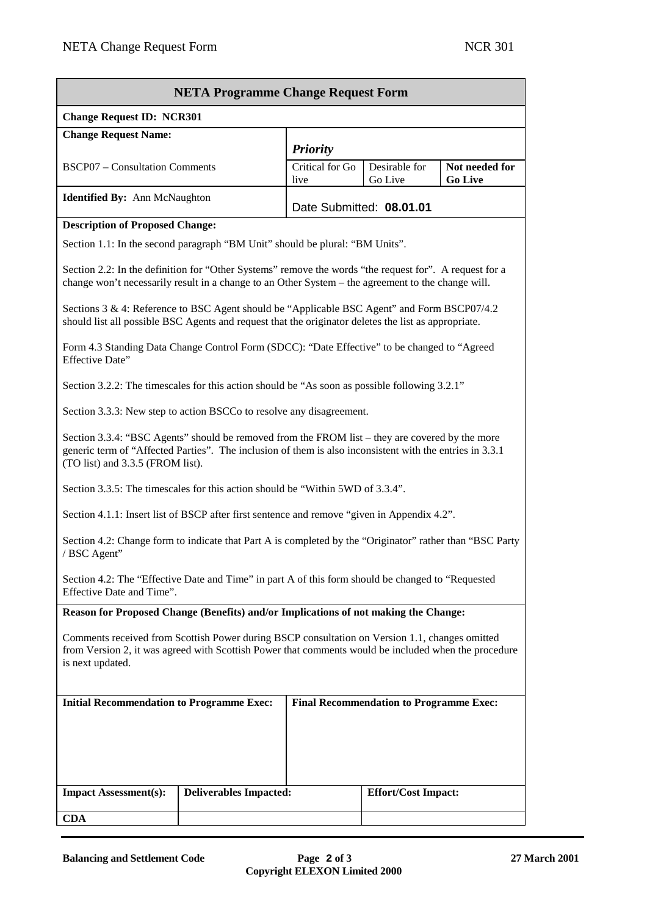| **NETA Programme Change Request Form** | | | |
|---|---|---|---|
| **Change Request ID: NCR301** | | | |
| **Change Request Name:** | ***Priority*** | | |
| BSCP07 – Consultation Comments | Critical for Go live | Desirable for Go Live | **Not needed for Go Live** |
| **Identified By:** Ann McNaughton | Date Submitted: **08.01.01** | | |

**Description of Proposed Change:**

Section 1.1: In the second paragraph "BM Unit" should be plural: "BM Units".

Section 2.2: In the definition for "Other Systems" remove the words "the request for". A request for a change won't necessarily result in a change to an Other System – the agreement to the change will.

Sections 3 & 4: Reference to BSC Agent should be "Applicable BSC Agent" and Form BSCP07/4.2 should list all possible BSC Agents and request that the originator deletes the list as appropriate.

Form 4.3 Standing Data Change Control Form (SDCC): "Date Effective" to be changed to "Agreed Effective Date"

Section 3.2.2: The timescales for this action should be "As soon as possible following 3.2.1"

Section 3.3.3: New step to action BSCCo to resolve any disagreement.

Section 3.3.4: "BSC Agents" should be removed from the FROM list – they are covered by the more generic term of "Affected Parties". The inclusion of them is also inconsistent with the entries in 3.3.1 (TO list) and 3.3.5 (FROM list).

Section 3.3.5: The timescales for this action should be "Within 5WD of 3.3.4".

Section 4.1.1: Insert list of BSCP after first sentence and remove "given in Appendix 4.2".

Section 4.2: Change form to indicate that Part A is completed by the "Originator" rather than "BSC Party / BSC Agent"

Section 4.2: The "Effective Date and Time" in part A of this form should be changed to "Requested Effective Date and Time".

**Reason for Proposed Change (Benefits) and/or Implications of not making the Change:**

Comments received from Scottish Power during BSCP consultation on Version 1.1, changes omitted from Version 2, it was agreed with Scottish Power that comments would be included when the procedure is next updated.

| **Initial Recommendation to Programme Exec:** | **Final Recommendation to Programme Exec:** |
|---|---|
| | |

| **Impact Assessment(s):** | **Deliverables Impacted:** | **Effort/Cost Impact:** |
|---|---|---|
| **CDA** | | |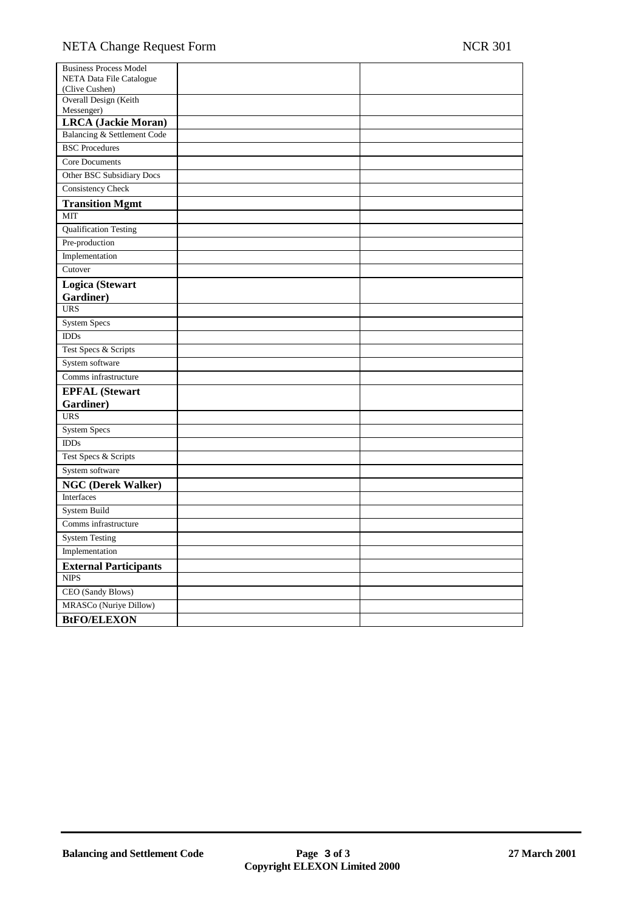| | | |
|---|---|---|
| Business Process Model NETA Data File Catalogue (Clive Cushen) | | |
| Overall Design (Keith Messenger) | | |
| **LRCA (Jackie Moran)** | | |
| Balancing & Settlement Code | | |
| BSC Procedures | | |
| Core Documents | | |
| Other BSC Subsidiary Docs | | |
| Consistency Check | | |
| **Transition Mgmt** | | |
| MIT | | |
| Qualification Testing | | |
| Pre-production | | |
| Implementation | | |
| Cutover | | |
| **Logica (Stewart Gardiner)** | | |
| URS | | |
| System Specs | | |
| IDDs | | |
| Test Specs & Scripts | | |
| System software | | |
| Comms infrastructure | | |
| **EPFAL (Stewart Gardiner)** | | |
| URS | | |
| System Specs | | |
| IDDs | | |
| Test Specs & Scripts | | |
| System software | | |
| **NGC (Derek Walker)** | | |
| Interfaces | | |
| System Build | | |
| Comms infrastructure | | |
| System Testing | | |
| Implementation | | |
| **External Participants** | | |
| NIPS | | |
| CEO (Sandy Blows) | | |
| MRASCo (Nuriye Dillow) | | |
| **BtFO/ELEXON** | | |